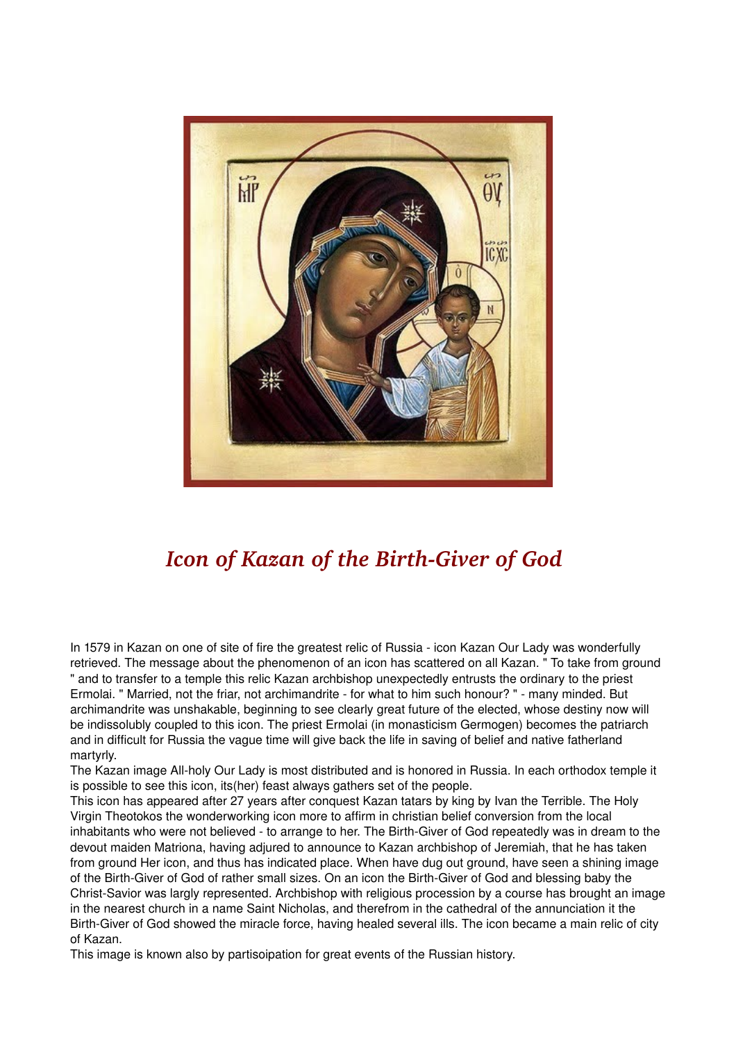# *Icon of Kazan of the Birth-Giver of God*

In 1579 in Kazan on one of site of fire the greatest relic of Russia - icon Kazan Our Lady was wonderfully retrieved. The message about the phenomenon of an icon has scattered on all Kazan. " To take from ground " and to transfer to a temple this relic Kazan archbishop unexpectedly entrusts the ordinary to the priest Ermolai. " Married, not the friar, not archimandrite - for what to him such honour? " - many minded. But archimandrite was unshakable, beginning to see clearly great future of the elected, whose destiny now will be indissolubly coupled to this icon. The priest Ermolai (in monasticism Germogen) becomes the patriarch and in difficult for Russia the vague time will give back the life in saving of belief and native fatherland martyrly.

The Kazan image All-holy Our Lady is most distributed and is honored in Russia. In each orthodox temple it is possible to see this icon, its(her) feast always gathers set of the people.

This icon has appeared after 27 years after conquest Kazan tatars by king by Ivan the Terrible. The Holy Virgin Theotokos the wonderworking icon more to affirm in christian belief conversion from the local inhabitants who were not believed - to arrange to her. The Birth-Giver of God repeatedly was in dream to the devout maiden Matriona, having adjured to announce to Kazan archbishop of Jeremiah, that he has taken from ground Her icon, and thus has indicated place. When have dug out ground, have seen a shining image of the Birth-Giver of God of rather small sizes. On an icon the Birth-Giver of God and blessing baby the Christ-Savior was largly represented. Archbishop with religious procession by a course has brought an image in the nearest church in a name Saint Nicholas, and therefrom in the cathedral of the annunciation it the Birth-Giver of God showed the miracle force, having healed several ills. The icon became a main relic of city of Kazan.

This image is known also by partisoipation for great events of the Russian history.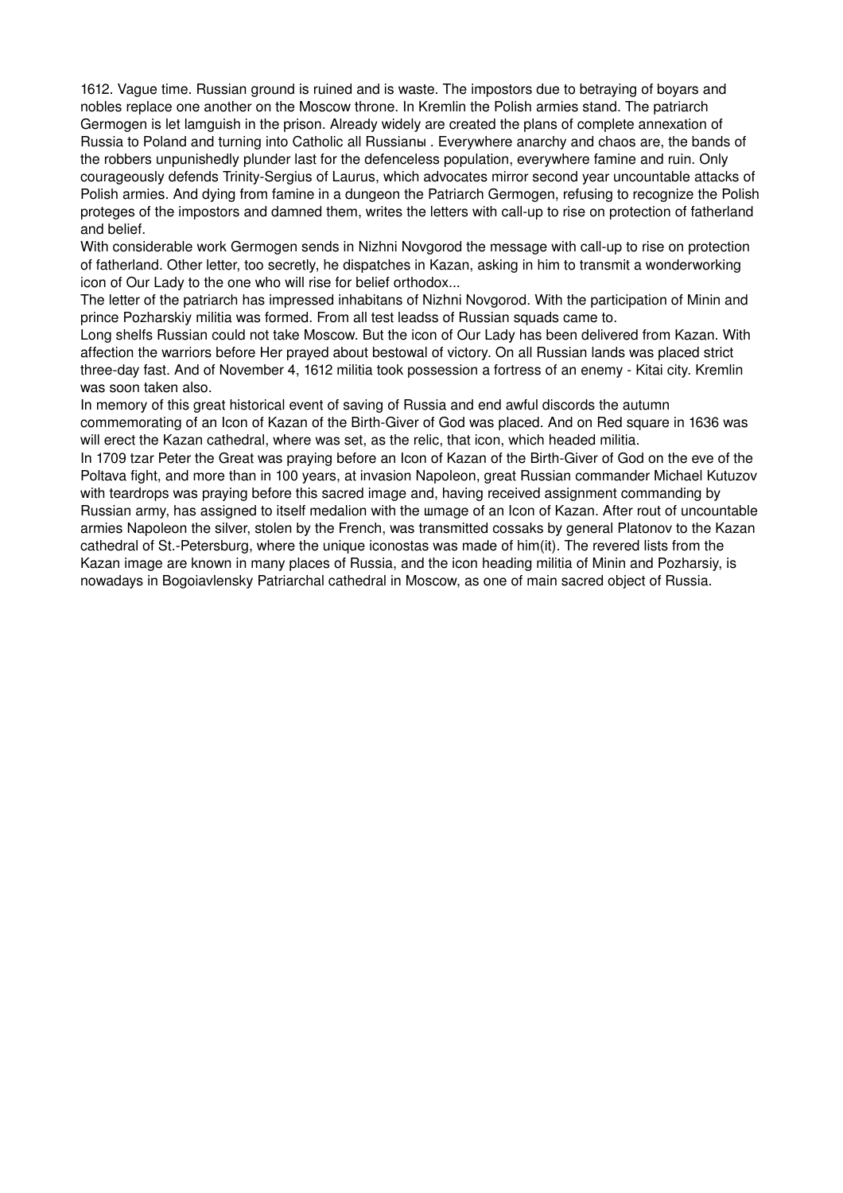1612. Vague time. Russian ground is ruined and is waste. The impostors due to betraying of boyars and nobles replace one another on the Moscow throne. In Kremlin the Polish armies stand. The patriarch Germogen is let lamguish in the prison. Already widely are created the plans of complete annexation of Russia to Poland and turning into Catholic all Russianы . Everywhere anarchy and chaos are, the bands of the robbers unpunishedly plunder last for the defenceless population, everywhere famine and ruin. Only courageously defends Trinity-Sergius of Laurus, which advocates mirror second year uncountable attacks of Polish armies. And dying from famine in a dungeon the Patriarch Germogen, refusing to recognize the Polish proteges of the impostors and damned them, writes the letters with call-up to rise on protection of fatherland and belief.

With considerable work Germogen sends in Nizhni Novgorod the message with call-up to rise on protection of fatherland. Other letter, too secretly, he dispatches in Kazan, asking in him to transmit a wonderworking icon of Our Lady to the one who will rise for belief orthodox...

The letter of the patriarch has impressed inhabitans of Nizhni Novgorod. With the participation of Minin and prince Pozharskiy militia was formed. From all test leadss of Russian squads came to.

Long shelfs Russian could not take Moscow. But the icon of Our Lady has been delivered from Kazan. With affection the warriors before Her prayed about bestowal of victory. On all Russian lands was placed strict three-day fast. And of November 4, 1612 militia took possession a fortress of an enemy - Kitai city. Kremlin was soon taken also.

In memory of this great historical event of saving of Russia and end awful discords the autumn commemorating of an Icon of Kazan of the Birth-Giver of God was placed. And on Red square in 1636 was will erect the Kazan cathedral, where was set, as the relic, that icon, which headed militia.

In 1709 tzar Peter the Great was praying before an Icon of Kazan of the Birth-Giver of God on the eve of the Poltava fight, and more than in 100 years, at invasion Napoleon, great Russian commander Michael Kutuzov with teardrops was praying before this sacred image and, having received assignment commanding by Russian army, has assigned to itself medalion with the шmage of an Icon of Kazan. After rout of uncountable armies Napoleon the silver, stolen by the French, was transmitted cossaks by general Platonov to the Kazan cathedral of St.-Petersburg, where the unique iconostas was made of him(it). The revered lists from the Kazan image are known in many places of Russia, and the icon heading militia of Minin and Pozharsiy, is nowadays in Bogoiavlensky Patriarchal cathedral in Moscow, as one of main sacred object of Russia.